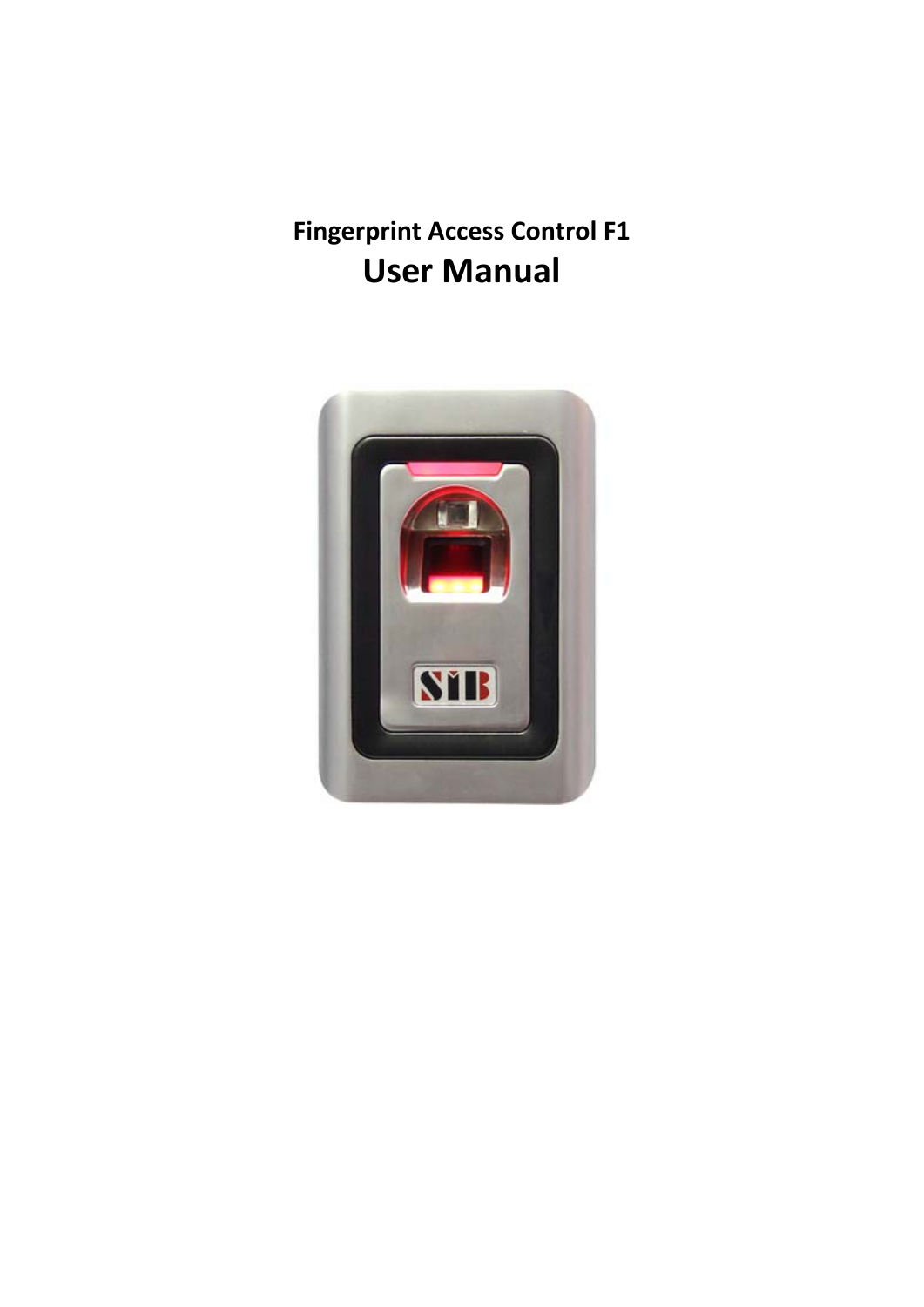# Fingerprint Access Control F1

# User Manual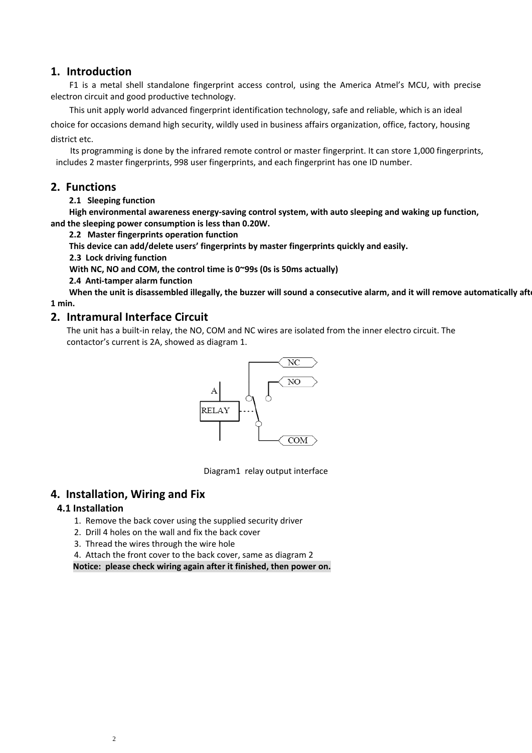## 1. Introduction

F1 is a metal shell standalone fingerprint access control, using the America Atmel's MCU, with precise electron circuit and good productive technology.

This unit apply world advanced fingerprint identification technology, safe and reliable, which is an ideal choice for occasions demand high security, wildly used in business affairs organization, office, factory, housing district etc.

Its programming is done by the infrared remote control or master fingerprint. It can store 1,000 fingerprints, includes 2 master fingerprints, 998 user fingerprints, and each fingerprint has one ID number.

## 2. Functions

**2.1 Sleeping function**

**High environmental awareness energy-saving control system, with auto sleeping and waking up function, and the sleeping power consumption is less than 0.20W.**

**2.2 Master fingerprints operation function**

**This device can add/delete users' fingerprints by master fingerprints quickly and easily.**

**2.3 Lock driving function**

**With NC, NO and COM, the control time is 0~99s (0s is 50ms actually)**

**2.4 Anti-tamper alarm function**

**When the unit is disassembled illegally, the buzzer will sound a consecutive alarm, and it will remove automatically after 1 min.**

## 2. Intramural Interface Circuit

The unit has a built-in relay, the NO, COM and NC wires are isolated from the inner electro circuit. The contactor's current is 2A, showed as diagram 1.

Diagram1 relay output interface

## 4. Installation, Wiring and Fix

### 4.1 Installation

1. Remove the back cover using the supplied security driver
2. Drill 4 holes on the wall and fix the back cover
3. Thread the wires through the wire hole
4. Attach the front cover to the back cover, same as diagram 2

**Notice: please check wiring again after it finished, then power on.**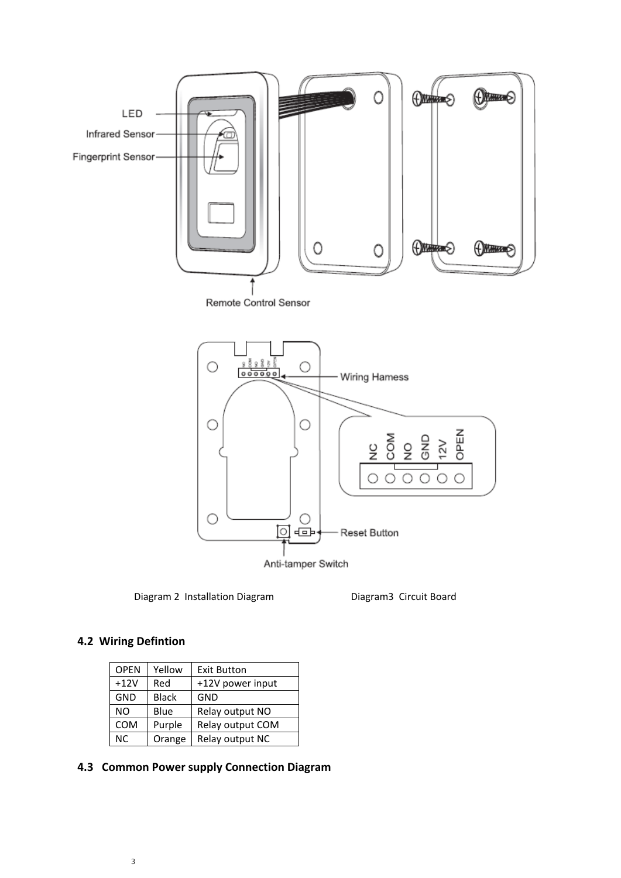Diagram 2 Installation Diagram

Diagram3 Circuit Board

### 4.2 Wiring Defintion

| OPEN | Yellow | Exit Button |
|---|---|---|
| +12V | Red | +12V power input |
| GND | Black | GND |
| NO | Blue | Relay output NO |
| COM | Purple | Relay output COM |
| NC | Orange | Relay output NC |

### 4.3 Common Power supply Connection Diagram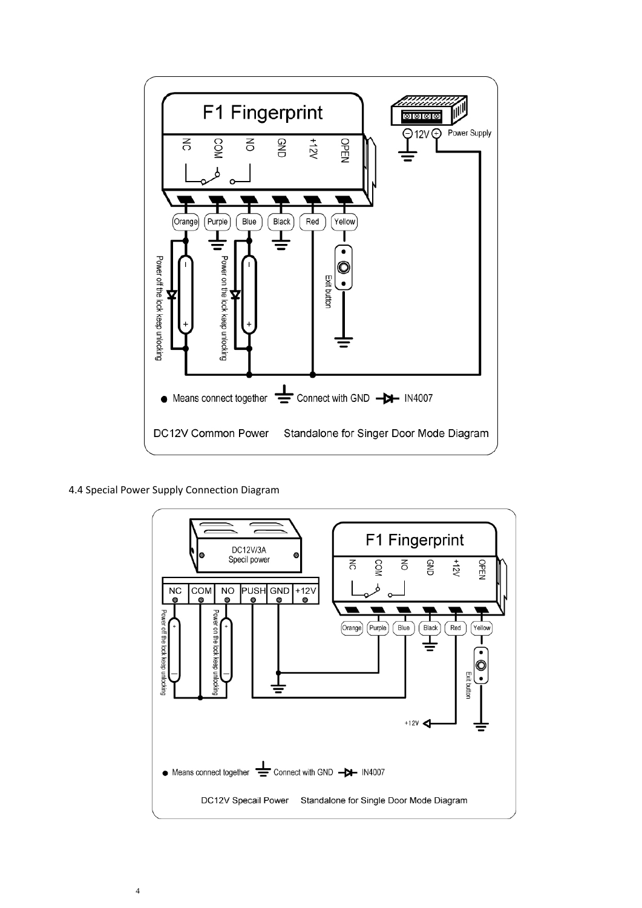DC12V Common Power Standalone for Singer Door Mode Diagram

4.4 Special Power Supply Connection Diagram

DC12V Specail Power Standalone for Single Door Mode Diagram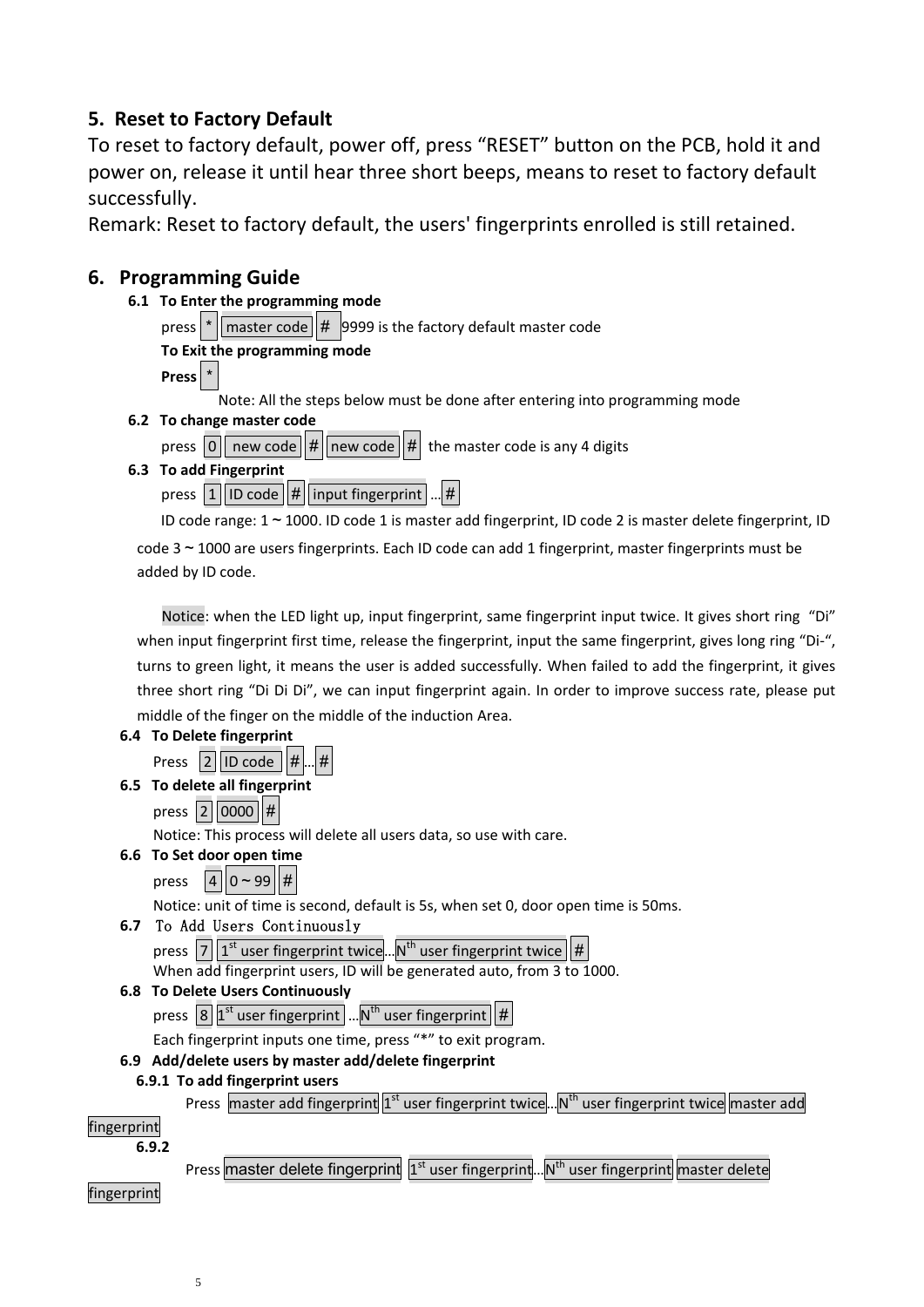## 5. Reset to Factory Default

To reset to factory default, power off, press “RESET” button on the PCB, hold it and power on, release it until hear three short beeps, means to reset to factory default successfully.

Remark: Reset to factory default, the users' fingerprints enrolled is still retained.

## 6. Programming Guide

### 6.1 To Enter the programming mode

press * master code # 9999 is the factory default master code

**To Exit the programming mode**

**Press** *

Note: All the steps below must be done after entering into programming mode

### 6.2 To change master code

press 0 new code # new code # the master code is any 4 digits

### 6.3 To add Fingerprint

press 1 ID code # input fingerprint …#

ID code range: 1 ~ 1000. ID code 1 is master add fingerprint, ID code 2 is master delete fingerprint, ID code 3 ~ 1000 are users fingerprints. Each ID code can add 1 fingerprint, master fingerprints must be added by ID code.

Notice: when the LED light up, input fingerprint, same fingerprint input twice. It gives short ring “Di” when input fingerprint first time, release the fingerprint, input the same fingerprint, gives long ring “Di-“, turns to green light, it means the user is added successfully. When failed to add the fingerprint, it gives three short ring “Di Di Di”, we can input fingerprint again. In order to improve success rate, please put middle of the finger on the middle of the induction Area.

### 6.4 To Delete fingerprint

Press 2 ID code #…#

### 6.5 To delete all fingerprint

press 2 0000 #

Notice: This process will delete all users data, so use with care.

### 6.6 To Set door open time

press 4 0 ~ 99 #

Notice: unit of time is second, default is 5s, when set 0, door open time is 50ms.

### 6.7 To Add Users Continuously

press 7 1st user fingerprint twice…Nth user fingerprint twice #

When add fingerprint users, ID will be generated auto, from 3 to 1000.

### 6.8 To Delete Users Continuously

press 8 1st user fingerprint …Nth user fingerprint #

Each fingerprint inputs one time, press “*” to exit program.

### 6.9 Add/delete users by master add/delete fingerprint

#### 6.9.1 To add fingerprint users

Press master add fingerprint 1st user fingerprint twice…Nth user fingerprint twice master add fingerprint

#### 6.9.2

Press master delete fingerprint 1st user fingerprint…Nth user fingerprint master delete fingerprint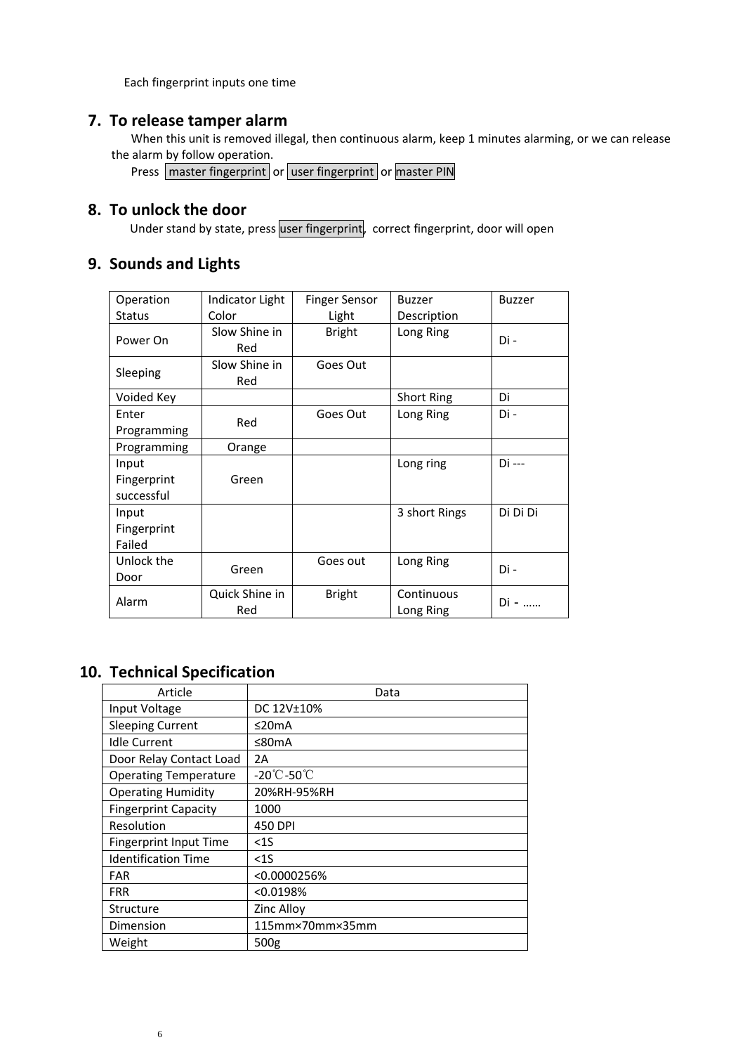Each fingerprint inputs one time

## 7. To release tamper alarm

When this unit is removed illegal, then continuous alarm, keep 1 minutes alarming, or we can release the alarm by follow operation.

Press master fingerprint or user fingerprint or master PIN

## 8. To unlock the door

Under stand by state, press user fingerprint, correct fingerprint, door will open

## 9. Sounds and Lights

| Operation Status | Indicator Light Color | Finger Sensor Light | Buzzer Description | Buzzer |
|---|---|---|---|---|
| Power On | Slow Shine in Red | Bright | Long Ring | Di - |
| Sleeping | Slow Shine in Red | Goes Out | | |
| Voided Key | | | Short Ring | Di |
| Enter Programming | Red | Goes Out | Long Ring | Di - |
| Programming | Orange | | | |
| Input Fingerprint successful | Green | | Long ring | Di --- |
| Input Fingerprint Failed | | | 3 short Rings | Di Di Di |
| Unlock the Door | Green | Goes out | Long Ring | Di - |
| Alarm | Quick Shine in Red | Bright | Continuous Long Ring | Di - …… |

## 10. Technical Specification

| Article | Data |
|---|---|
| Input Voltage | DC 12V±10% |
| Sleeping Current | ≤20mA |
| Idle Current | ≤80mA |
| Door Relay Contact Load | 2A |
| Operating Temperature | -20℃-50℃ |
| Operating Humidity | 20%RH-95%RH |
| Fingerprint Capacity | 1000 |
| Resolution | 450 DPI |
| Fingerprint Input Time | <1S |
| Identification Time | <1S |
| FAR | <0.0000256% |
| FRR | <0.0198% |
| Structure | Zinc Alloy |
| Dimension | 115mm×70mm×35mm |
| Weight | 500g |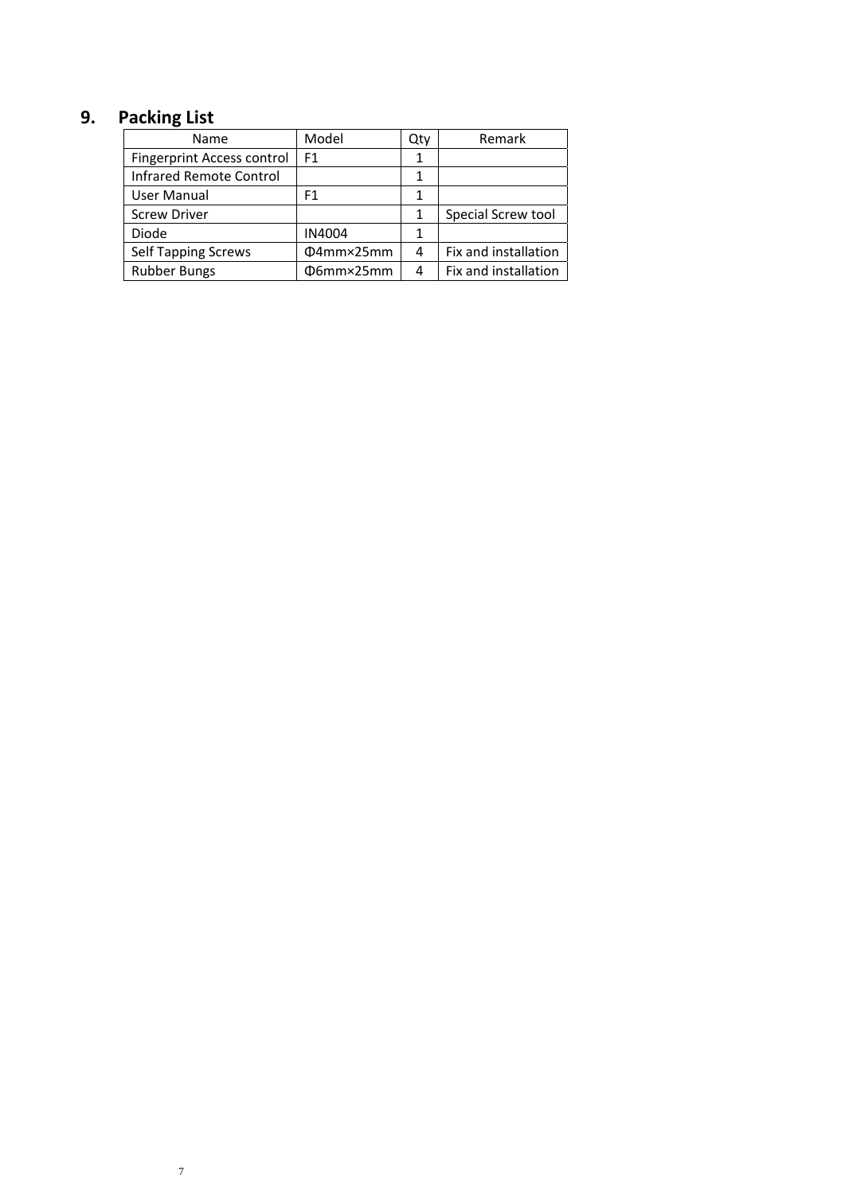## 9. Packing List

| Name | Model | Qty | Remark |
|---|---|---|---|
| Fingerprint Access control | F1 | 1 | |
| Infrared Remote Control | | 1 | |
| User Manual | F1 | 1 | |
| Screw Driver | | 1 | Special Screw tool |
| Diode | IN4004 | 1 | |
| Self Tapping Screws | Φ4mm×25mm | 4 | Fix and installation |
| Rubber Bungs | Φ6mm×25mm | 4 | Fix and installation |